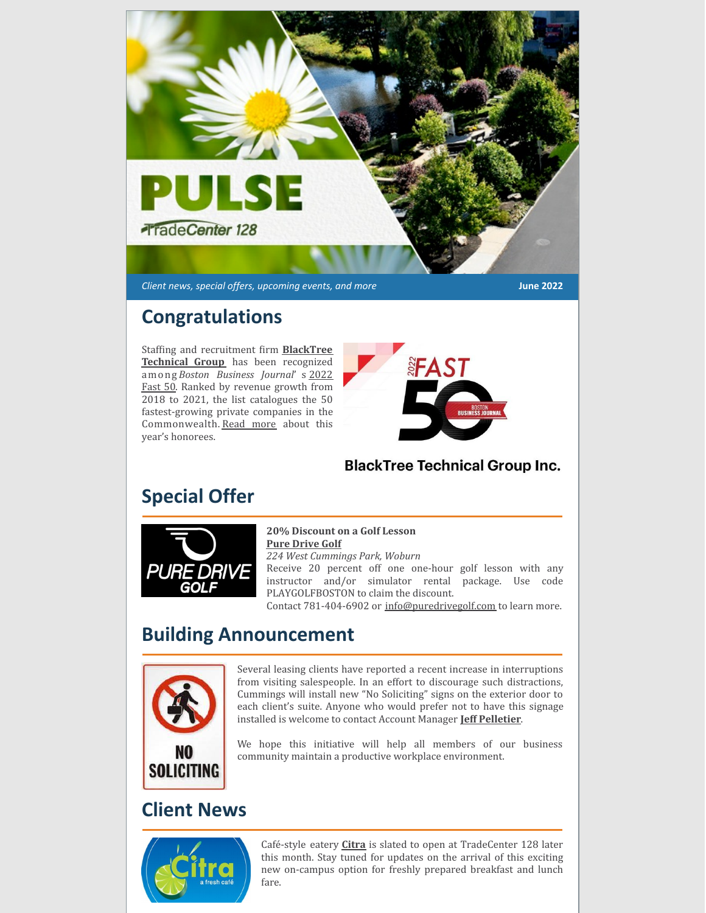# PULSE

TradeCenter 128

*Client news, special offers, upcoming events, and more* **June 2022**

## Congratulations

Staffing and recruitment firm **BlackTree Technical Group** has been recognized among *Boston Business Journal*'s 2022 Fast 50. Ranked by revenue growth from 2018 to 2021, the list catalogues the 50 fastest-growing private companies in the Commonwealth. Read more about this year's honorees.

BlackTree Technical Group Inc.

## Special Offer

**20% Discount on a Golf Lesson**
**Pure Drive Golf**
*224 West Cummings Park, Woburn*
Receive 20 percent off one one-hour golf lesson with any instructor and/or simulator rental package. Use code PLAYGOLFBOSTON to claim the discount.
Contact 781-404-6902 or info@puredrivegolf.com to learn more.

## Building Announcement

Several leasing clients have reported a recent increase in interruptions from visiting salespeople. In an effort to discourage such distractions, Cummings will install new "No Soliciting" signs on the exterior door to each client's suite. Anyone who would prefer not to have this signage installed is welcome to contact Account Manager **Jeff Pelletier**.

We hope this initiative will help all members of our business community maintain a productive workplace environment.

## Client News

Café-style eatery **Citra** is slated to open at TradeCenter 128 later this month. Stay tuned for updates on the arrival of this exciting new on-campus option for freshly prepared breakfast and lunch fare.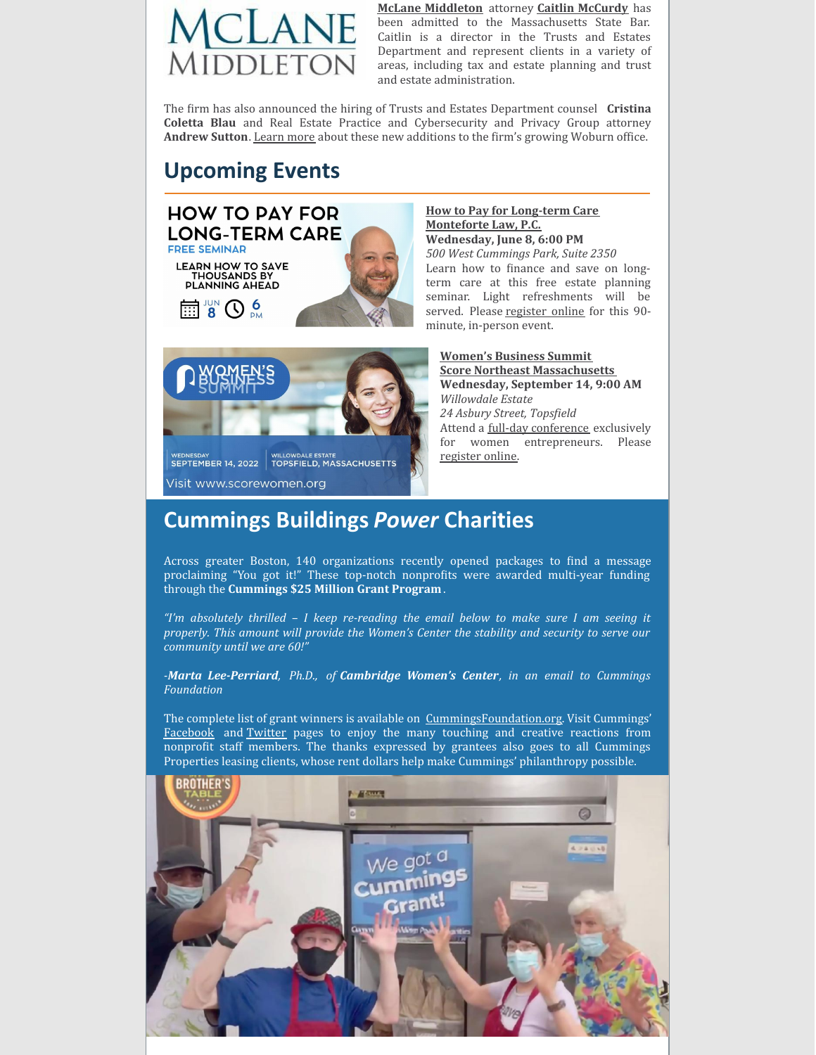**McLane Middleton** attorney **Caitlin McCurdy** has been admitted to the Massachusetts State Bar. Caitlin is a director in the Trusts and Estates Department and represent clients in a variety of areas, including tax and estate planning and trust and estate administration.

The firm has also announced the hiring of Trusts and Estates Department counsel **Cristina Coletta Blau** and Real Estate Practice and Cybersecurity and Privacy Group attorney **Andrew Sutton**. Learn more about these new additions to the firm's growing Woburn office.

## Upcoming Events

**How to Pay for Long-term Care**
**Monteforte Law, P.C.**
**Wednesday, June 8, 6:00 PM**
*500 West Cummings Park, Suite 2350*
Learn how to finance and save on long-term care at this free estate planning seminar. Light refreshments will be served. Please register online for this 90-minute, in-person event.

**Women's Business Summit**
**Score Northeast Massachusetts**
**Wednesday, September 14, 9:00 AM**
*Willowdale Estate*
*24 Asbury Street, Topsfield*
Attend a full-day conference exclusively for women entrepreneurs. Please register online.

## Cummings Buildings *Power* Charities

Across greater Boston, 140 organizations recently opened packages to find a message proclaiming "You got it!" These top-notch nonprofits were awarded multi-year funding through the **Cummings $25 Million Grant Program**.

*"I'm absolutely thrilled – I keep re-reading the email below to make sure I am seeing it properly. This amount will provide the Women's Center the stability and security to serve our community until we are 60!"*

*-**Marta Lee-Perriard**, Ph.D., of **Cambridge Women's Center**, in an email to Cummings Foundation*

The complete list of grant winners is available on CummingsFoundation.org. Visit Cummings' Facebook and Twitter pages to enjoy the many touching and creative reactions from nonprofit staff members. The thanks expressed by grantees also goes to all Cummings Properties leasing clients, whose rent dollars help make Cummings' philanthropy possible.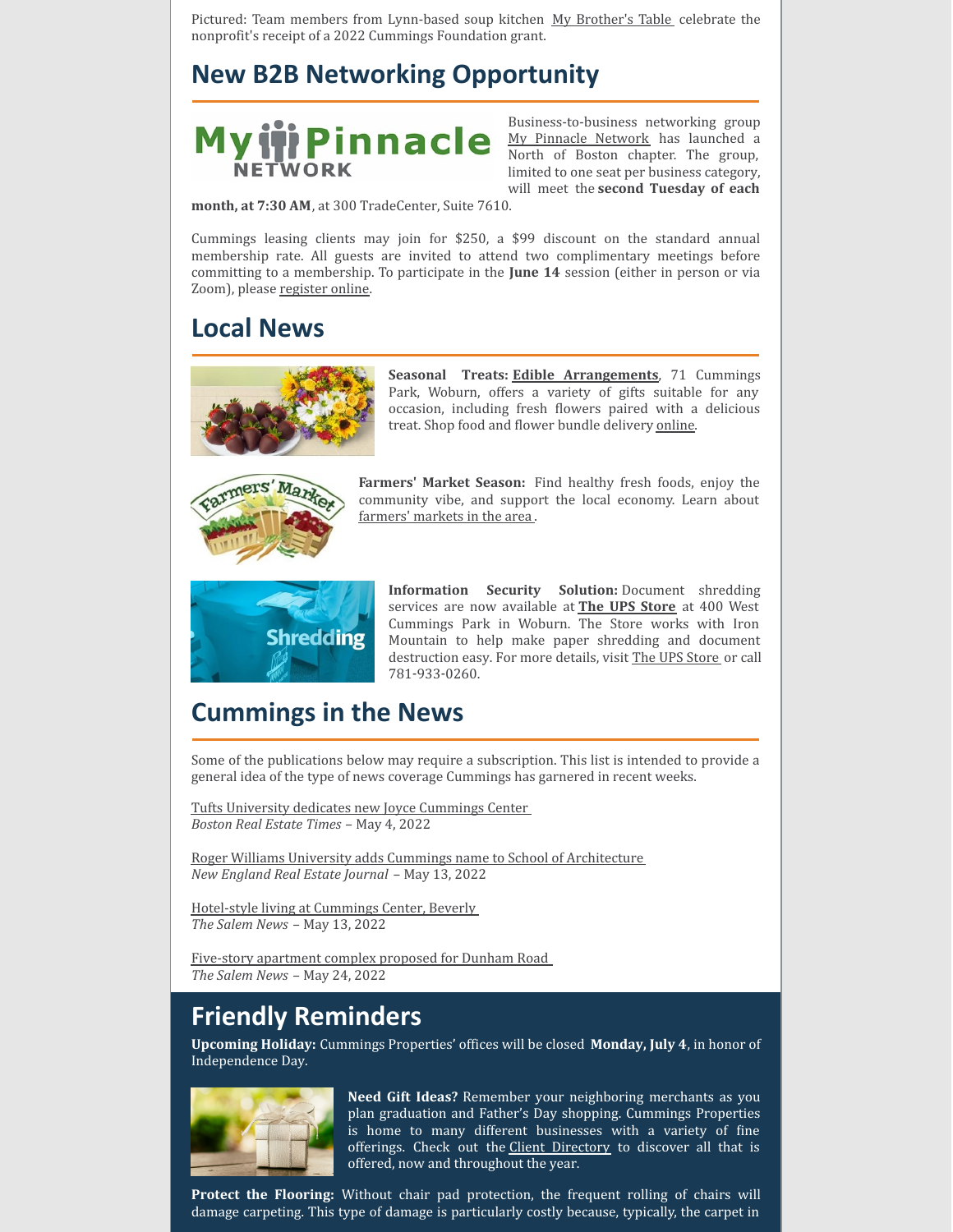Pictured: Team members from Lynn-based soup kitchen My Brother's Table celebrate the nonprofit's receipt of a 2022 Cummings Foundation grant.

## New B2B Networking Opportunity

Business-to-business networking group My Pinnacle Network has launched a North of Boston chapter. The group, limited to one seat per business category, will meet the **second Tuesday of each month, at 7:30 AM**, at 300 TradeCenter, Suite 7610.

Cummings leasing clients may join for $250, a $99 discount on the standard annual membership rate. All guests are invited to attend two complimentary meetings before committing to a membership. To participate in the **June 14** session (either in person or via Zoom), please register online.

## Local News

**Seasonal Treats:** **Edible Arrangements**, 71 Cummings Park, Woburn, offers a variety of gifts suitable for any occasion, including fresh flowers paired with a delicious treat. Shop food and flower bundle delivery online.

**Farmers' Market Season:** Find healthy fresh foods, enjoy the community vibe, and support the local economy. Learn about farmers' markets in the area.

**Information Security Solution:** Document shredding services are now available at **The UPS Store** at 400 West Cummings Park in Woburn. The Store works with Iron Mountain to help make paper shredding and document destruction easy. For more details, visit The UPS Store or call 781-933-0260.

## Cummings in the News

Some of the publications below may require a subscription. This list is intended to provide a general idea of the type of news coverage Cummings has garnered in recent weeks.

Tufts University dedicates new Joyce Cummings Center
*Boston Real Estate Times* – May 4, 2022

Roger Williams University adds Cummings name to School of Architecture
*New England Real Estate Journal* – May 13, 2022

Hotel-style living at Cummings Center, Beverly
*The Salem News* – May 13, 2022

Five-story apartment complex proposed for Dunham Road
*The Salem News* – May 24, 2022

## Friendly Reminders

**Upcoming Holiday:** Cummings Properties' offices will be closed **Monday, July 4**, in honor of Independence Day.

**Need Gift Ideas?** Remember your neighboring merchants as you plan graduation and Father's Day shopping. Cummings Properties is home to many different businesses with a variety of fine offerings. Check out the Client Directory to discover all that is offered, now and throughout the year.

**Protect the Flooring:** Without chair pad protection, the frequent rolling of chairs will damage carpeting. This type of damage is particularly costly because, typically, the carpet in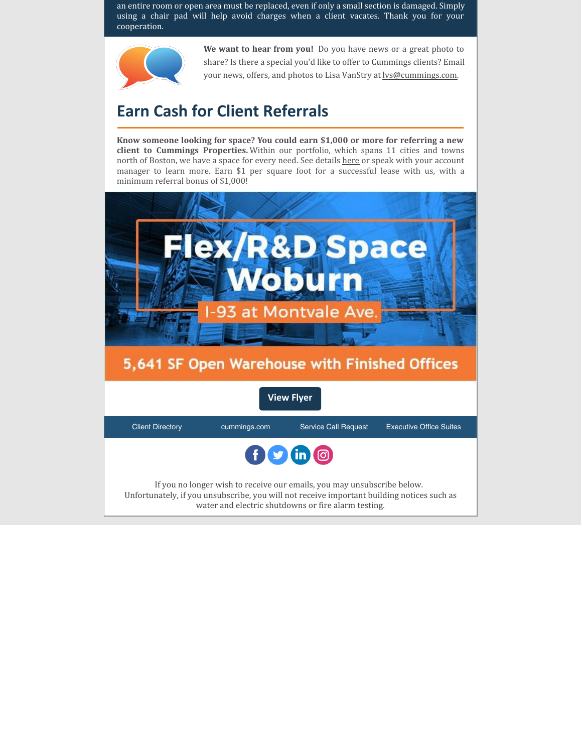an entire room or open area must be replaced, even if only a small section is damaged. Simply using a chair pad will help avoid charges when a client vacates. Thank you for your cooperation.

**We want to hear from you!** Do you have news or a great photo to share? Is there a special you'd like to offer to Cummings clients? Email your news, offers, and photos to Lisa VanStry at lvs@cummings.com.

## Earn Cash for Client Referrals

**Know someone looking for space? You could earn $1,000 or more for referring a new client to Cummings Properties.** Within our portfolio, which spans 11 cities and towns north of Boston, we have a space for every need. See details here or speak with your account manager to learn more. Earn $1 per square foot for a successful lease with us, with a minimum referral bonus of $1,000!

Flex/R&D Space Woburn

I-93 at Montvale Ave.

5,641 SF Open Warehouse with Finished Offices

View Flyer

Client Directory | cummings.com | Service Call Request | Executive Office Suites

If you no longer wish to receive our emails, you may unsubscribe below. Unfortunately, if you unsubscribe, you will not receive important building notices such as water and electric shutdowns or fire alarm testing.